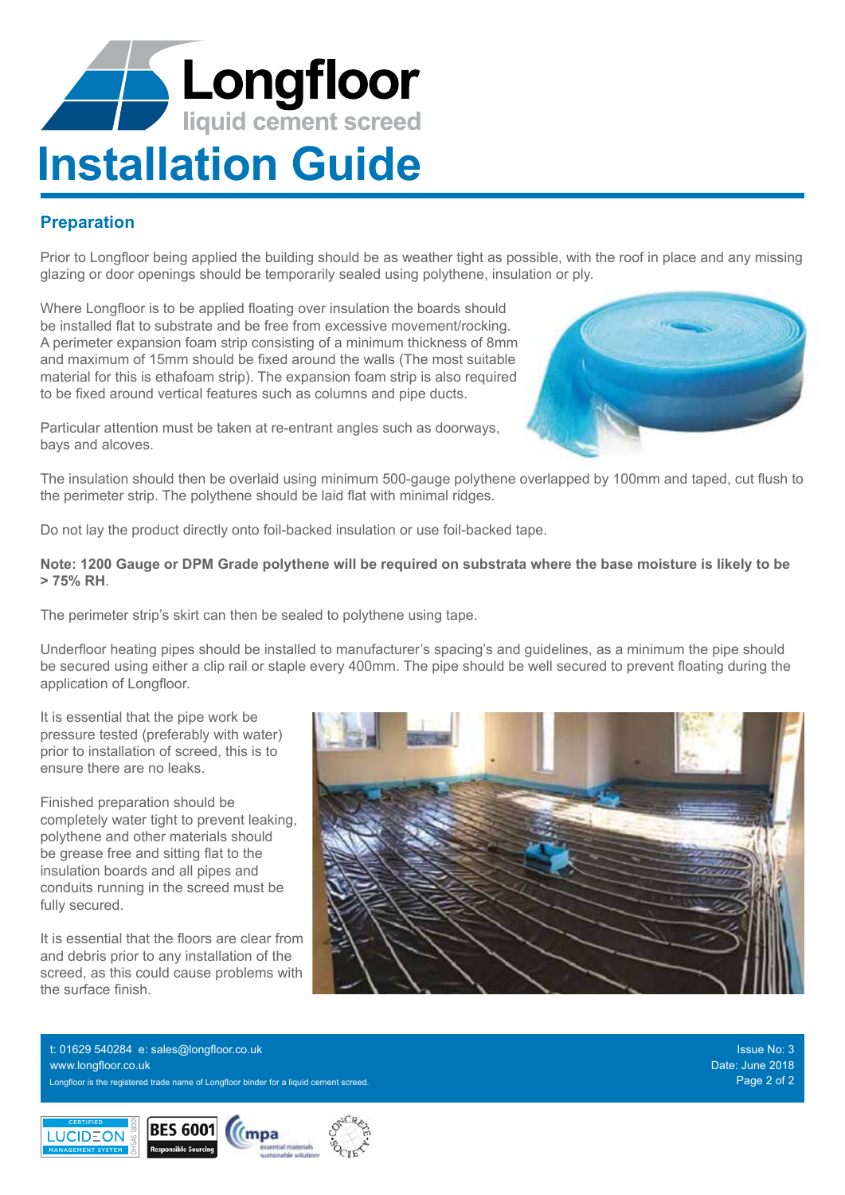# Longfloor

liquid cement screed

# Installation Guide

## Preparation

Prior to Longfloor being applied the building should be as weather tight as possible, with the roof in place and any missing glazing or door openings should be temporarily sealed using polythene, insulation or ply.

Where Longfloor is to be applied floating over insulation the boards should be installed flat to substrate and be free from excessive movement/rocking. A perimeter expansion foam strip consisting of a minimum thickness of 8mm and maximum of 15mm should be fixed around the walls (The most suitable material for this is ethafoam strip). The expansion foam strip is also required to be fixed around vertical features such as columns and pipe ducts.

Particular attention must be taken at re-entrant angles such as doorways, bays and alcoves.

The insulation should then be overlaid using minimum 500-gauge polythene overlapped by 100mm and taped, cut flush to the perimeter strip. The polythene should be laid flat with minimal ridges.

Do not lay the product directly onto foil-backed insulation or use foil-backed tape.

**Note: 1200 Gauge or DPM Grade polythene will be required on substrata where the base moisture is likely to be > 75% RH**.

The perimeter strip's skirt can then be sealed to polythene using tape.

Underfloor heating pipes should be installed to manufacturer's spacing's and guidelines, as a minimum the pipe should be secured using either a clip rail or staple every 400mm. The pipe should be well secured to prevent floating during the application of Longfloor.

It is essential that the pipe work be pressure tested (preferably with water) prior to installation of screed, this is to ensure there are no leaks.

Finished preparation should be completely water tight to prevent leaking, polythene and other materials should be grease free and sitting flat to the insulation boards and all pipes and conduits running in the screed must be fully secured.

It is essential that the floors are clear from and debris prior to any installation of the screed, as this could cause problems with the surface finish.

t: 01629 540284 e: sales@longfloor.co.uk
www.longfloor.co.uk
Longfloor is the registered trade name of Longfloor binder for a liquid cement screed.

Issue No: 3
Date: June 2018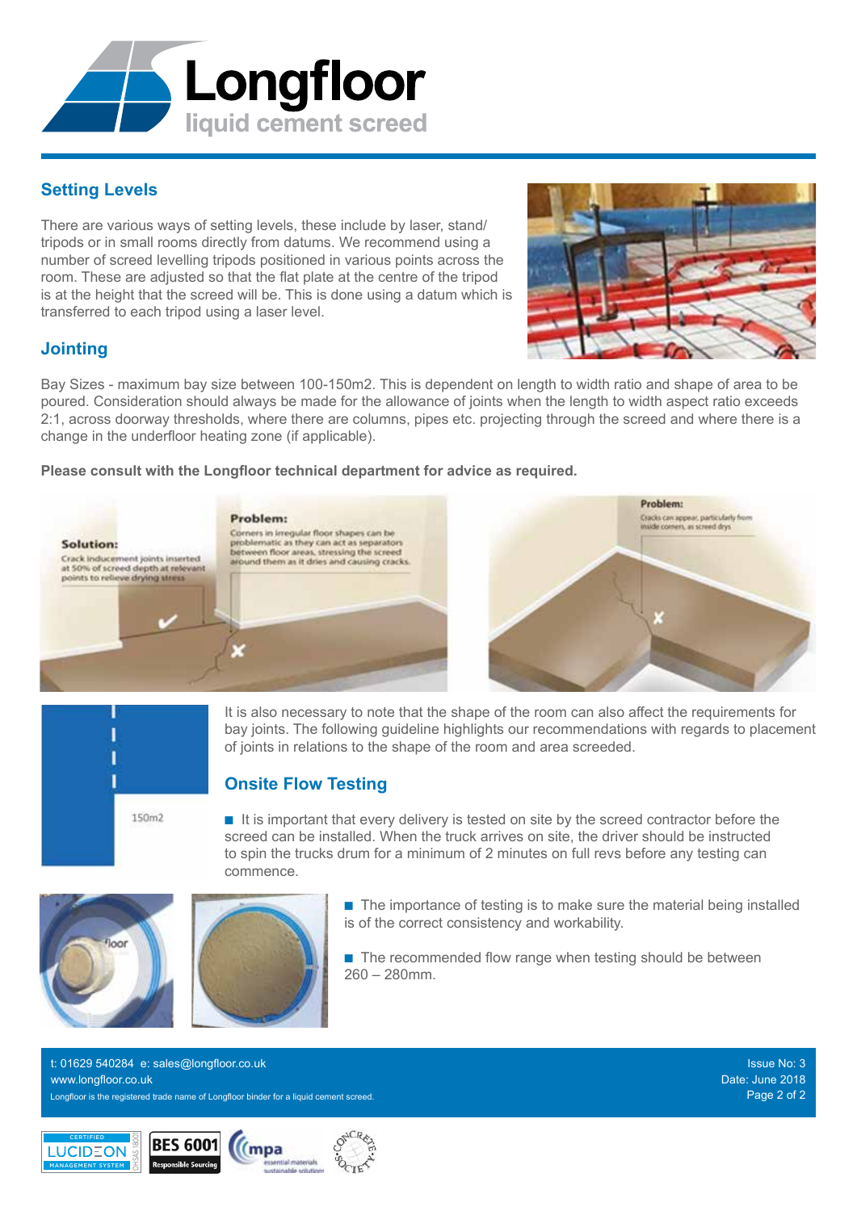## Setting Levels

There are various ways of setting levels, these include by laser, stand/tripods or in small rooms directly from datums. We recommend using a number of screed levelling tripods positioned in various points across the room. These are adjusted so that the flat plate at the centre of the tripod is at the height that the screed will be. This is done using a datum which is transferred to each tripod using a laser level.

## Jointing

Bay Sizes - maximum bay size between 100-150m2. This is dependent on length to width ratio and shape of area to be poured. Consideration should always be made for the allowance of joints when the length to width aspect ratio exceeds 2:1, across doorway thresholds, where there are columns, pipes etc. projecting through the screed and where there is a change in the underfloor heating zone (if applicable).

**Please consult with the Longfloor technical department for advice as required.**

**Solution:** Crack inducement joints inserted at 50% of screed depth at relevant points to relieve drying stress

**Problem:** Corners in irregular floor shapes can be problematic as they can act as separators between floor areas, stressing the screed around them as it dries and causing cracks.

**Problem:** Cracks can appear, particularly from inside corners, as screed drys

150m2

It is also necessary to note that the shape of the room can also affect the requirements for bay joints. The following guideline highlights our recommendations with regards to placement of joints in relations to the shape of the room and area screeded.

## Onsite Flow Testing

- It is important that every delivery is tested on site by the screed contractor before the screed can be installed. When the truck arrives on site, the driver should be instructed to spin the trucks drum for a minimum of 2 minutes on full revs before any testing can commence.
- The importance of testing is to make sure the material being installed is of the correct consistency and workability.
- The recommended flow range when testing should be between 260 – 280mm.

t: 01629 540284 e: sales@longfloor.co.uk
www.longfloor.co.uk
Longfloor is the registered trade name of Longfloor binder for a liquid cement screed.

Issue No: 3
Date: June 2018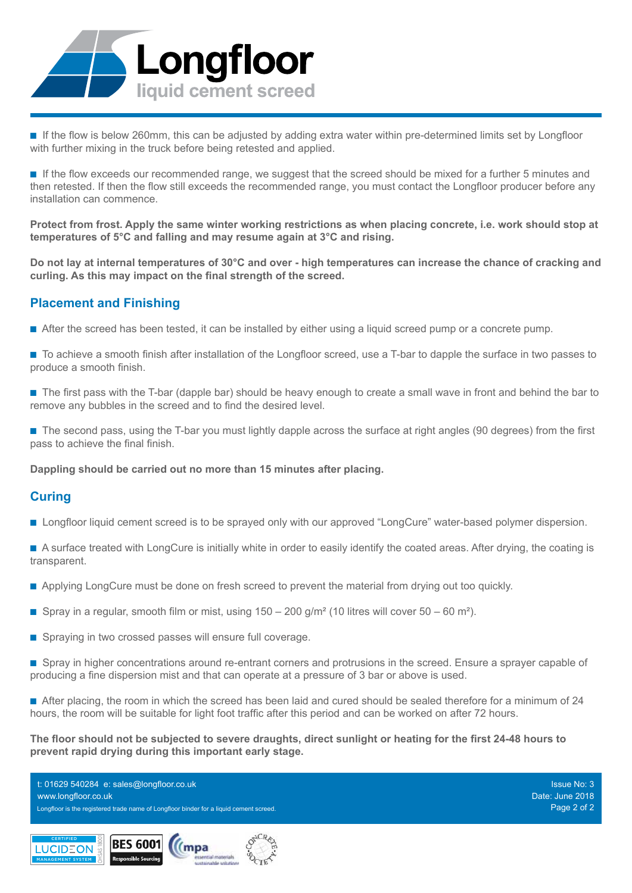- If the flow is below 260mm, this can be adjusted by adding extra water within pre-determined limits set by Longfloor with further mixing in the truck before being retested and applied.

- If the flow exceeds our recommended range, we suggest that the screed should be mixed for a further 5 minutes and then retested. If then the flow still exceeds the recommended range, you must contact the Longfloor producer before any installation can commence.

**Protect from frost. Apply the same winter working restrictions as when placing concrete, i.e. work should stop at temperatures of 5°C and falling and may resume again at 3°C and rising.**

**Do not lay at internal temperatures of 30°C and over - high temperatures can increase the chance of cracking and curling. As this may impact on the final strength of the screed.**

## Placement and Finishing

- After the screed has been tested, it can be installed by either using a liquid screed pump or a concrete pump.

- To achieve a smooth finish after installation of the Longfloor screed, use a T-bar to dapple the surface in two passes to produce a smooth finish.

- The first pass with the T-bar (dapple bar) should be heavy enough to create a small wave in front and behind the bar to remove any bubbles in the screed and to find the desired level.

- The second pass, using the T-bar you must lightly dapple across the surface at right angles (90 degrees) from the first pass to achieve the final finish.

**Dappling should be carried out no more than 15 minutes after placing.**

## Curing

- Longfloor liquid cement screed is to be sprayed only with our approved “LongCure” water-based polymer dispersion.

- A surface treated with LongCure is initially white in order to easily identify the coated areas. After drying, the coating is transparent.

- Applying LongCure must be done on fresh screed to prevent the material from drying out too quickly.

- Spray in a regular, smooth film or mist, using 150 – 200 g/m² (10 litres will cover 50 – 60 m²).

- Spraying in two crossed passes will ensure full coverage.

- Spray in higher concentrations around re-entrant corners and protrusions in the screed. Ensure a sprayer capable of producing a fine dispersion mist and that can operate at a pressure of 3 bar or above is used.

- After placing, the room in which the screed has been laid and cured should be sealed therefore for a minimum of 24 hours, the room will be suitable for light foot traffic after this period and can be worked on after 72 hours.

**The floor should not be subjected to severe draughts, direct sunlight or heating for the first 24-48 hours to prevent rapid drying during this important early stage.**

t: 01629 540284 e: sales@longfloor.co.uk
www.longfloor.co.uk
Longfloor is the registered trade name of Longfloor binder for a liquid cement screed.

Issue No: 3
Date: June 2018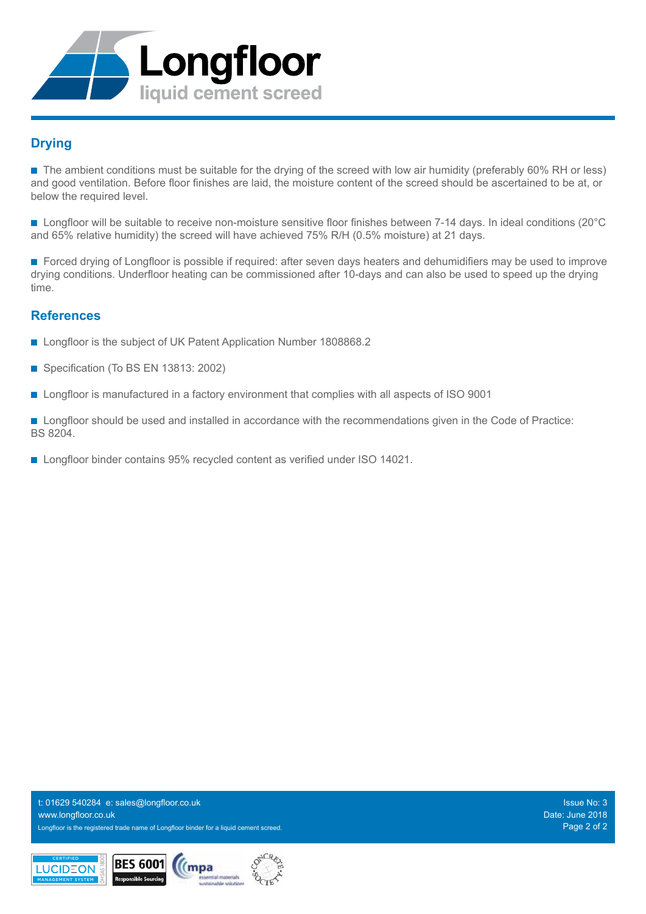## Drying

- The ambient conditions must be suitable for the drying of the screed with low air humidity (preferably 60% RH or less) and good ventilation. Before floor finishes are laid, the moisture content of the screed should be ascertained to be at, or below the required level.

- Longfloor will be suitable to receive non-moisture sensitive floor finishes between 7-14 days. In ideal conditions (20°C and 65% relative humidity) the screed will have achieved 75% R/H (0.5% moisture) at 21 days.

- Forced drying of Longfloor is possible if required: after seven days heaters and dehumidifiers may be used to improve drying conditions. Underfloor heating can be commissioned after 10-days and can also be used to speed up the drying time.

## References

- Longfloor is the subject of UK Patent Application Number 1808868.2

- Specification (To BS EN 13813: 2002)

- Longfloor is manufactured in a factory environment that complies with all aspects of ISO 9001

- Longfloor should be used and installed in accordance with the recommendations given in the Code of Practice: BS 8204.

- Longfloor binder contains 95% recycled content as verified under ISO 14021.

t: 01629 540284 e: sales@longfloor.co.uk
www.longfloor.co.uk
Longfloor is the registered trade name of Longfloor binder for a liquid cement screed.

Issue No: 3
Date: June 2018